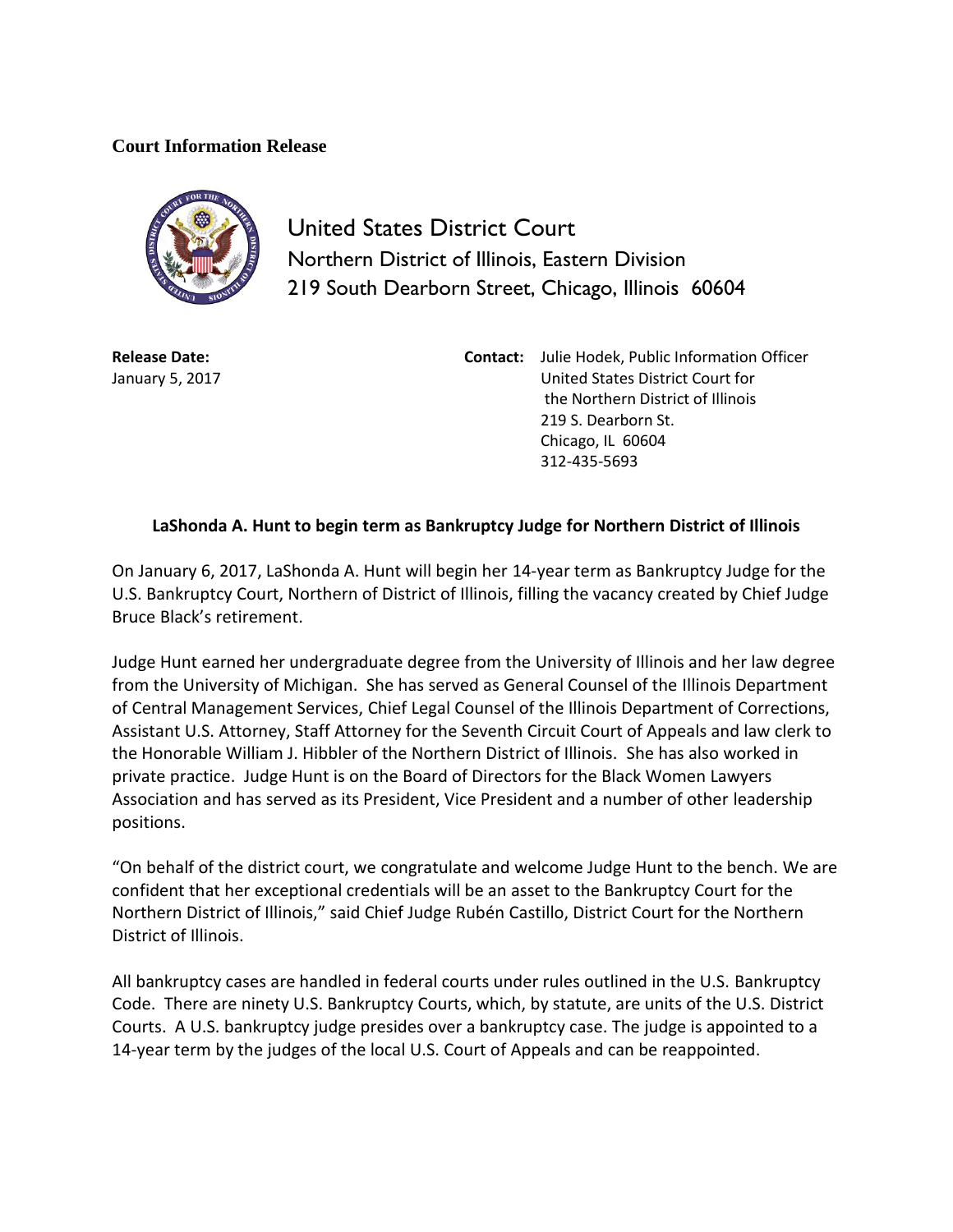**Court Information Release**

United States District Court
Northern District of Illinois, Eastern Division
219 South Dearborn Street, Chicago, Illinois 60604

**Release Date:**
January 5, 2017

**Contact:** Julie Hodek, Public Information Officer
United States District Court for
the Northern District of Illinois
219 S. Dearborn St.
Chicago, IL 60604
312-435-5693

## LaShonda A. Hunt to begin term as Bankruptcy Judge for Northern District of Illinois

On January 6, 2017, LaShonda A. Hunt will begin her 14-year term as Bankruptcy Judge for the U.S. Bankruptcy Court, Northern of District of Illinois, filling the vacancy created by Chief Judge Bruce Black's retirement.

Judge Hunt earned her undergraduate degree from the University of Illinois and her law degree from the University of Michigan. She has served as General Counsel of the Illinois Department of Central Management Services, Chief Legal Counsel of the Illinois Department of Corrections, Assistant U.S. Attorney, Staff Attorney for the Seventh Circuit Court of Appeals and law clerk to the Honorable William J. Hibbler of the Northern District of Illinois. She has also worked in private practice. Judge Hunt is on the Board of Directors for the Black Women Lawyers Association and has served as its President, Vice President and a number of other leadership positions.

"On behalf of the district court, we congratulate and welcome Judge Hunt to the bench. We are confident that her exceptional credentials will be an asset to the Bankruptcy Court for the Northern District of Illinois," said Chief Judge Rubén Castillo, District Court for the Northern District of Illinois.

All bankruptcy cases are handled in federal courts under rules outlined in the U.S. Bankruptcy Code. There are ninety U.S. Bankruptcy Courts, which, by statute, are units of the U.S. District Courts. A U.S. bankruptcy judge presides over a bankruptcy case. The judge is appointed to a 14-year term by the judges of the local U.S. Court of Appeals and can be reappointed.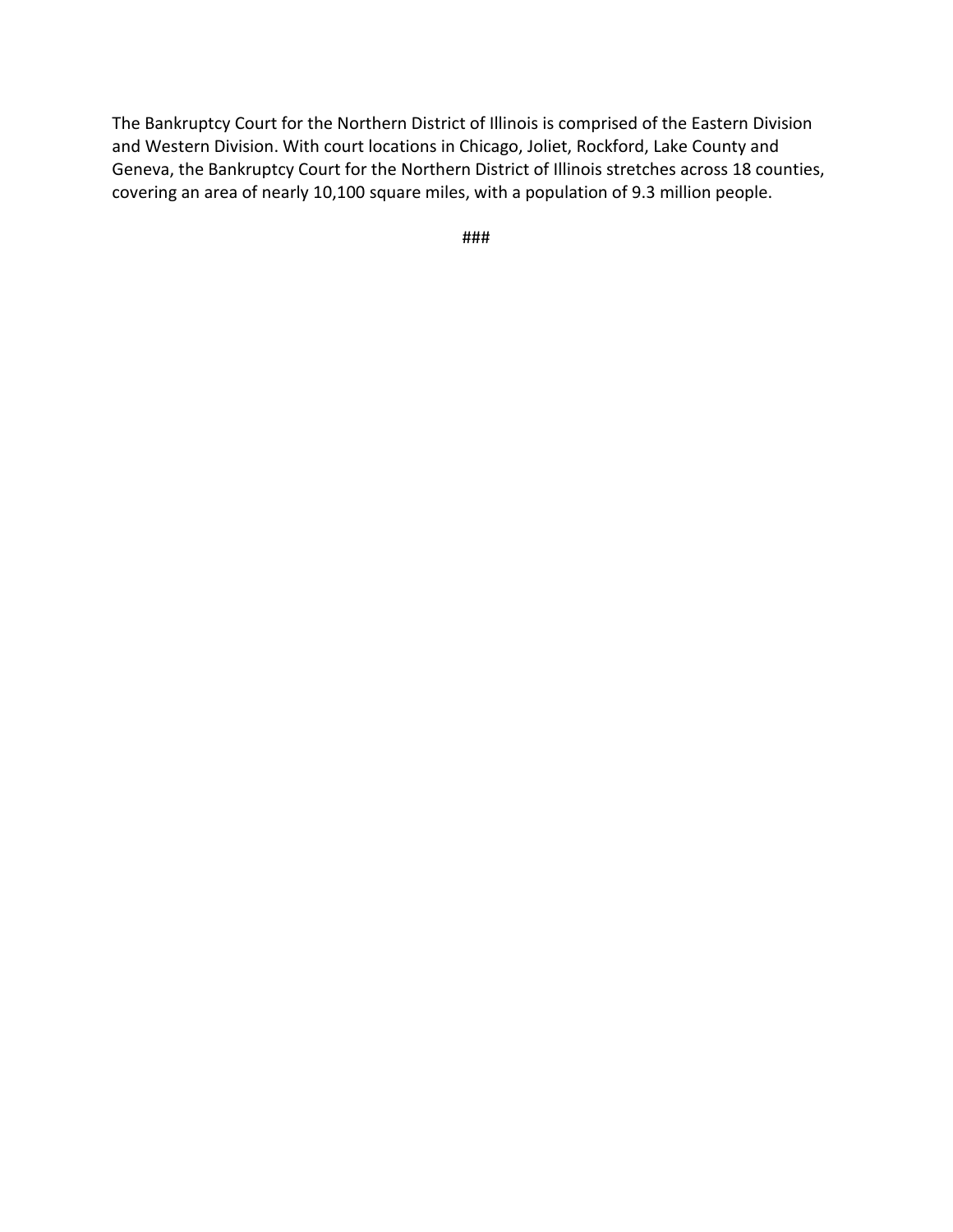The Bankruptcy Court for the Northern District of Illinois is comprised of the Eastern Division and Western Division. With court locations in Chicago, Joliet, Rockford, Lake County and Geneva, the Bankruptcy Court for the Northern District of Illinois stretches across 18 counties, covering an area of nearly 10,100 square miles, with a population of 9.3 million people.

###